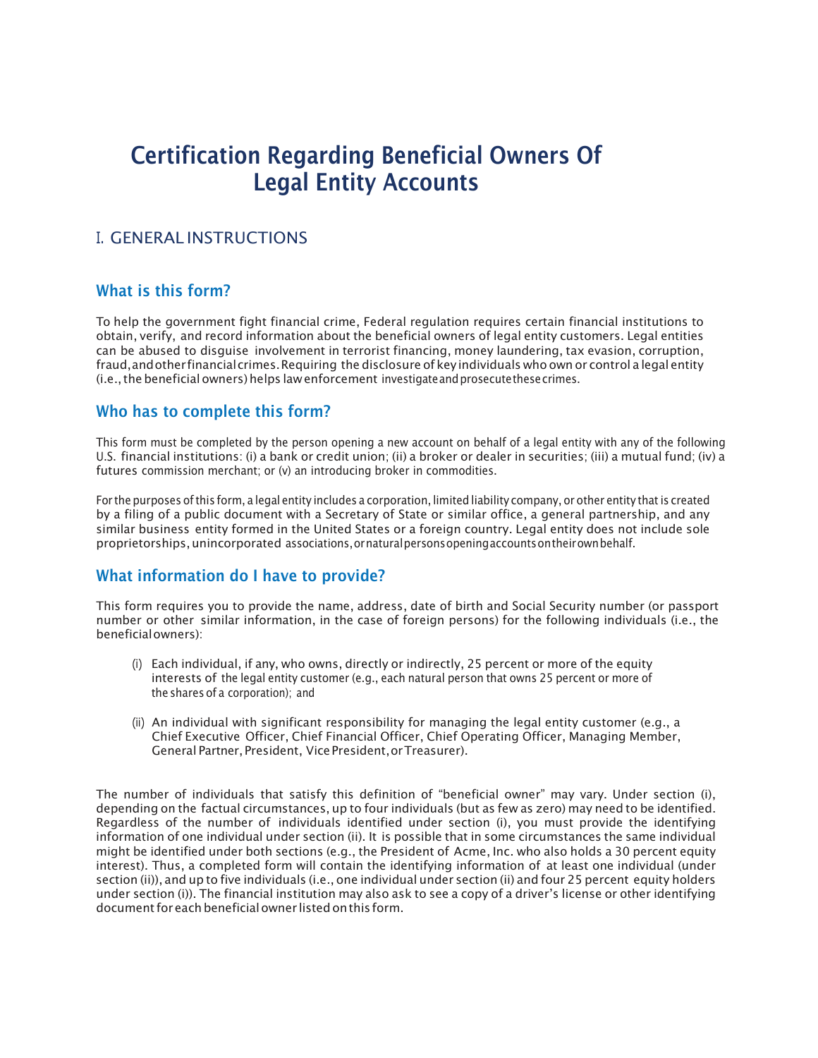# Certification Regarding Beneficial Owners Of Legal Entity Accounts

## I. GENERAL INSTRUCTIONS

### What is this form?

To help the government fight financial crime, Federal regulation requires certain financial institutions to obtain, verify, and record information about the beneficial owners of legal entity customers. Legal entities can be abused to disguise involvement in terrorist financing, money laundering, tax evasion, corruption, fraud, and other financial crimes. Requiring the disclosure of key individuals who own or control a legal entity (i.e., the beneficial owners) helps law enforcement investigate and prosecute these crimes.

### Who has to complete this form?

This form must be completed by the person opening a new account on behalf of a legal entity with any of the following U.S. financial institutions: (i) a bank or credit union; (ii) a broker or dealer in securities; (iii) a mutual fund; (iv) a futures commission merchant; or (v) an introducing broker in commodities.

For the purposes of this form, a legal entity includes a corporation, limited liability company, or other entity that is created by a filing of a public document with a Secretary of State or similar office, a general partnership, and any similar business entity formed in the United States or a foreign country. Legal entity does not include sole proprietorships, unincorporated associations, or natural persons opening accounts on their own behalf.

### What information do I have to provide?

This form requires you to provide the name, address, date of birth and Social Security number (or passport number or other similar information, in the case of foreign persons) for the following individuals (i.e., the beneficial owners):

(i) Each individual, if any, who owns, directly or indirectly, 25 percent or more of the equity interests of the legal entity customer (e.g., each natural person that owns 25 percent or more of the shares of a corporation); and

(ii) An individual with significant responsibility for managing the legal entity customer (e.g., a Chief Executive Officer, Chief Financial Officer, Chief Operating Officer, Managing Member, General Partner, President, Vice President, or Treasurer).

The number of individuals that satisfy this definition of "beneficial owner" may vary. Under section (i), depending on the factual circumstances, up to four individuals (but as few as zero) may need to be identified. Regardless of the number of individuals identified under section (i), you must provide the identifying information of one individual under section (ii). It is possible that in some circumstances the same individual might be identified under both sections (e.g., the President of Acme, Inc. who also holds a 30 percent equity interest). Thus, a completed form will contain the identifying information of at least one individual (under section (ii)), and up to five individuals (i.e., one individual under section (ii) and four 25 percent equity holders under section (i)). The financial institution may also ask to see a copy of a driver's license or other identifying document for each beneficial owner listed on this form.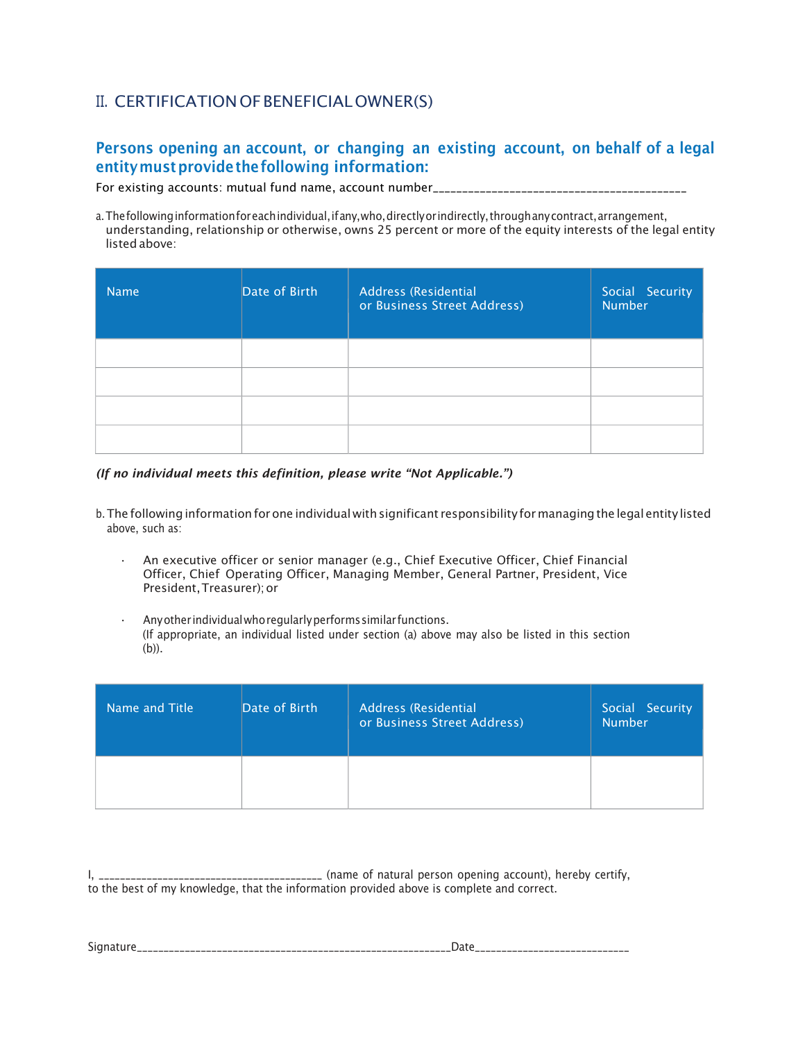## II. CERTIFICATION OF BENEFICIAL OWNER(S)

### Persons opening an account, or changing an existing account, on behalf of a legal entity must provide the following information:

For existing accounts: mutual fund name, account number___________________________________________

a. The following information for each individual, if any, who, directly or indirectly, through any contract, arrangement, understanding, relationship or otherwise, owns 25 percent or more of the equity interests of the legal entity listed above:

| Name | Date of Birth | Address (Residential or Business Street Address) | Social Security Number |
|---|---|---|---|
| | | | |
| | | | |
| | | | |
| | | | |

***(If no individual meets this definition, please write "Not Applicable.")***

b. The following information for one individual with significant responsibility for managing the legal entity listed above, such as:

- An executive officer or senior manager (e.g., Chief Executive Officer, Chief Financial Officer, Chief Operating Officer, Managing Member, General Partner, President, Vice President, Treasurer); or
- Any other individual who regularly performs similar functions.
  (If appropriate, an individual listed under section (a) above may also be listed in this section (b)).

| Name and Title | Date of Birth | Address (Residential or Business Street Address) | Social Security Number |
|---|---|---|---|
| | | | |

I, _________________________________________ (name of natural person opening account), hereby certify, to the best of my knowledge, that the information provided above is complete and correct.

Signature___________________________________________________________Date____________________________